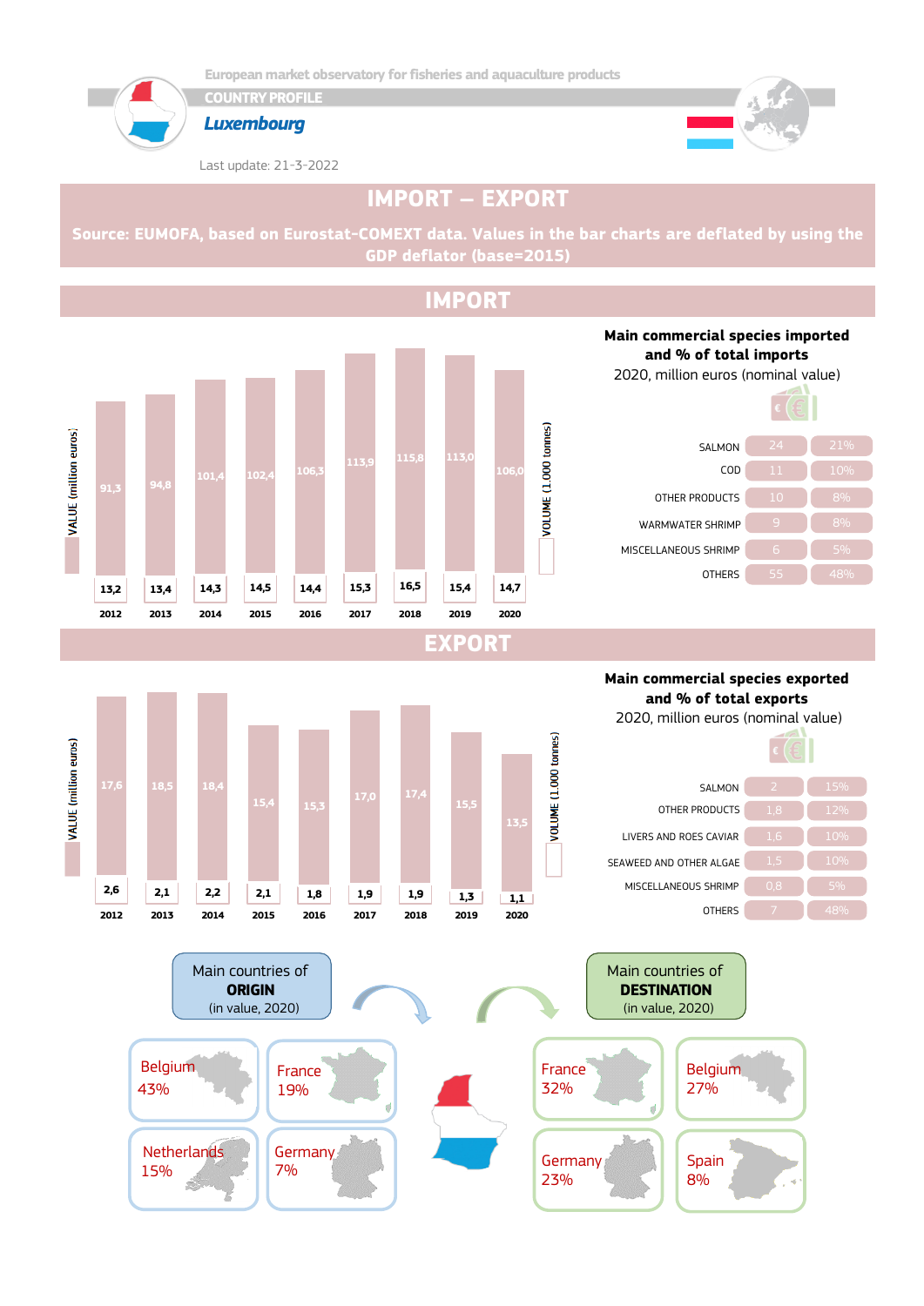European market observatory for fisheries and aquaculture products

COUNTRY PROFILE

# Luxembourg

Last update: 21-3-2022

# IMPORT – EXPORT

**Source: EUMOFA, based on Eurostat-COMEXT data. Values in the bar charts are deflated by using the GDP deflator (base=2015)**

## IMPORT

| Year | VALUE (million euros) | VOLUME (1.000 tonnes) |
|---|---|---|
| 2012 | 91,3 | 13,2 |
| 2013 | 94,8 | 13,4 |
| 2014 | 101,4 | 14,3 |
| 2015 | 102,4 | 14,5 |
| 2016 | 106,3 | 14,4 |
| 2017 | 113,9 | 15,3 |
| 2018 | 115,8 | 16,5 |
| 2019 | 113,0 | 15,4 |
| 2020 | 106,0 | 14,7 |

**Main commercial species imported and % of total imports**

2020, million euros (nominal value)

| Species | Value | % |
|---|---|---|
| SALMON | 24 | 21% |
| COD | 11 | 10% |
| OTHER PRODUCTS | 10 | 8% |
| WARMWATER SHRIMP | 9 | 8% |
| MISCELLANEOUS SHRIMP | 6 | 5% |
| OTHERS | 55 | 48% |

## EXPORT

| Year | VALUE (million euros) | VOLUME (1.000 tonnes) |
|---|---|---|
| 2012 | 17,6 | 2,6 |
| 2013 | 18,5 | 2,1 |
| 2014 | 18,4 | 2,2 |
| 2015 | 15,4 | 2,1 |
| 2016 | 15,3 | 1,8 |
| 2017 | 17,0 | 1,9 |
| 2018 | 17,4 | 1,9 |
| 2019 | 15,5 | 1,3 |
| 2020 | 13,5 | 1,1 |

**Main commercial species exported and % of total exports**

2020, million euros (nominal value)

| Species | Value | % |
|---|---|---|
| SALMON | 2 | 15% |
| OTHER PRODUCTS | 1,8 | 12% |
| LIVERS AND ROES CAVIAR | 1,6 | 10% |
| SEAWEED AND OTHER ALGAE | 1,5 | 10% |
| MISCELLANEOUS SHRIMP | 0,8 | 5% |
| OTHERS | 7 | 48% |

Main countries of **ORIGIN** (in value, 2020)

- Belgium 43%
- France 19%
- Netherlands 15%
- Germany 7%

Main countries of **DESTINATION** (in value, 2020)

- France 32%
- Belgium 27%
- Germany 23%
- Spain 8%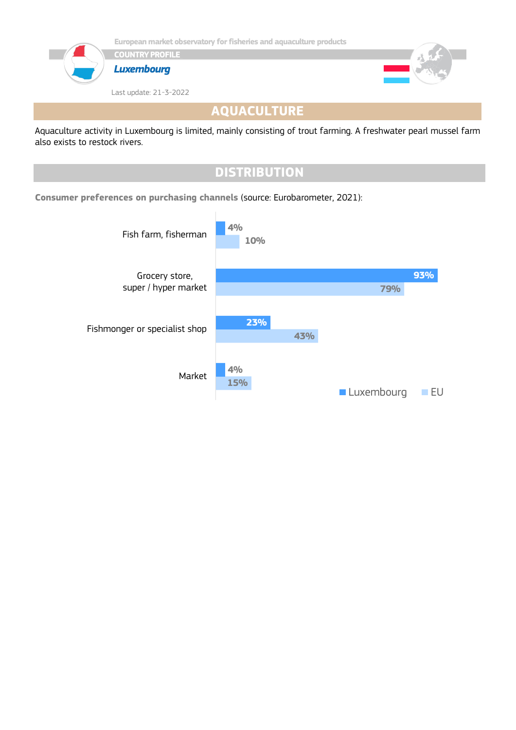## AQUACULTURE

Aquaculture activity in Luxembourg is limited, mainly consisting of trout farming. A freshwater pearl mussel farm also exists to restock rivers.

## DISTRIBUTION

**Consumer preferences on purchasing channels** (source: Eurobarometer, 2021):

| | Luxembourg | EU |
|---|---|---|
| Fish farm, fisherman | 4% | 10% |
| Grocery store, super / hyper market | 93% | 79% |
| Fishmonger or specialist shop | 23% | 43% |
| Market | 4% | 15% |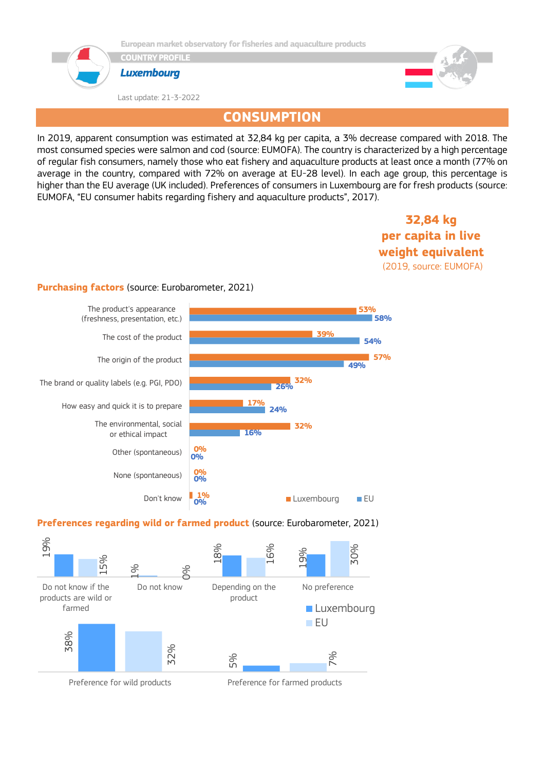European market observatory for fisheries and aquaculture products

COUNTRY PROFILE

**Luxembourg**

Last update: 21-3-2022

# CONSUMPTION

In 2019, apparent consumption was estimated at 32,84 kg per capita, a 3% decrease compared with 2018. The most consumed species were salmon and cod (source: EUMOFA). The country is characterized by a high percentage of regular fish consumers, namely those who eat fishery and aquaculture products at least once a month (77% on average in the country, compared with 72% on average at EU-28 level). In each age group, this percentage is higher than the EU average (UK included). Preferences of consumers in Luxembourg are for fresh products (source: EUMOFA, "EU consumer habits regarding fishery and aquaculture products", 2017).

**32,84 kg per capita in live weight equivalent**
(2019, source: EUMOFA)

**Purchasing factors** (source: Eurobarometer, 2021)

| | Luxembourg | EU |
|---|---|---|
| The product's appearance (freshness, presentation, etc.) | 53% | 58% |
| The cost of the product | 39% | 54% |
| The origin of the product | 57% | 49% |
| The brand or quality labels (e.g. PGI, PDO) | 32% | 26% |
| How easy and quick it is to prepare | 17% | 24% |
| The environmental, social or ethical impact | 32% | 16% |
| Other (spontaneous) | 0% | 0% |
| None (spontaneous) | 0% | 0% |
| Don't know | 1% | 0% |

**Preferences regarding wild or farmed product** (source: Eurobarometer, 2021)

| | Luxembourg | EU |
|---|---|---|
| Do not know if the products are wild or farmed | 19% | 15% |
| Do not know | 1% | 0% |
| Depending on the product | 18% | 16% |
| No preference | 19% | 30% |
| Preference for wild products | 38% | 32% |
| Preference for farmed products | 5% | 7% |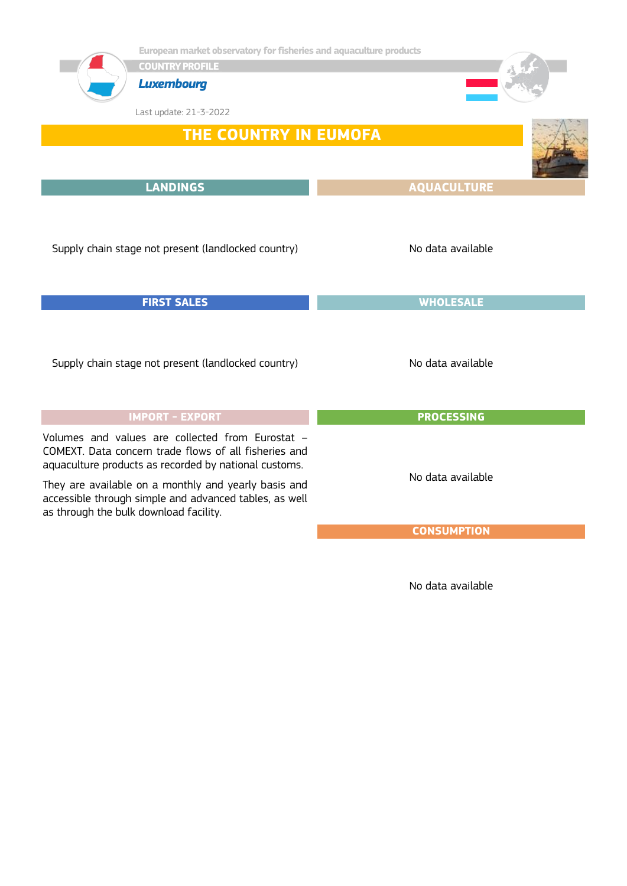European market observatory for fisheries and aquaculture products

COUNTRY PROFILE

**Luxembourg**

Last update: 21-3-2022

# THE COUNTRY IN EUMOFA

## LANDINGS

Supply chain stage not present (landlocked country)

## AQUACULTURE

No data available

## FIRST SALES

Supply chain stage not present (landlocked country)

## WHOLESALE

No data available

## IMPORT - EXPORT

Volumes and values are collected from Eurostat – COMEXT. Data concern trade flows of all fisheries and aquaculture products as recorded by national customs.

They are available on a monthly and yearly basis and accessible through simple and advanced tables, as well as through the bulk download facility.

## PROCESSING

No data available

## CONSUMPTION

No data available